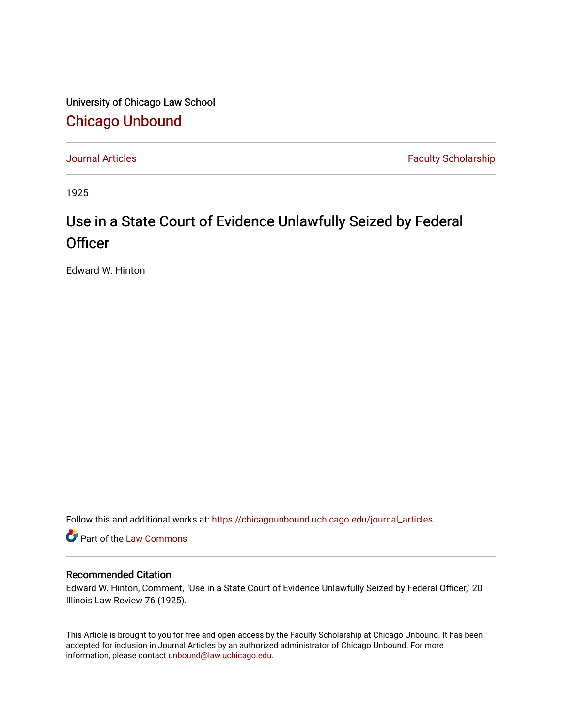University of Chicago Law School

# Chicago Unbound

Journal Articles | Faculty Scholarship

1925

# Use in a State Court of Evidence Unlawfully Seized by Federal Officer

Edward W. Hinton

Follow this and additional works at: https://chicagounbound.uchicago.edu/journal_articles

Part of the Law Commons

## Recommended Citation

Edward W. Hinton, Comment, "Use in a State Court of Evidence Unlawfully Seized by Federal Officer," 20 Illinois Law Review 76 (1925).

This Article is brought to you for free and open access by the Faculty Scholarship at Chicago Unbound. It has been accepted for inclusion in Journal Articles by an authorized administrator of Chicago Unbound. For more information, please contact unbound@law.uchicago.edu.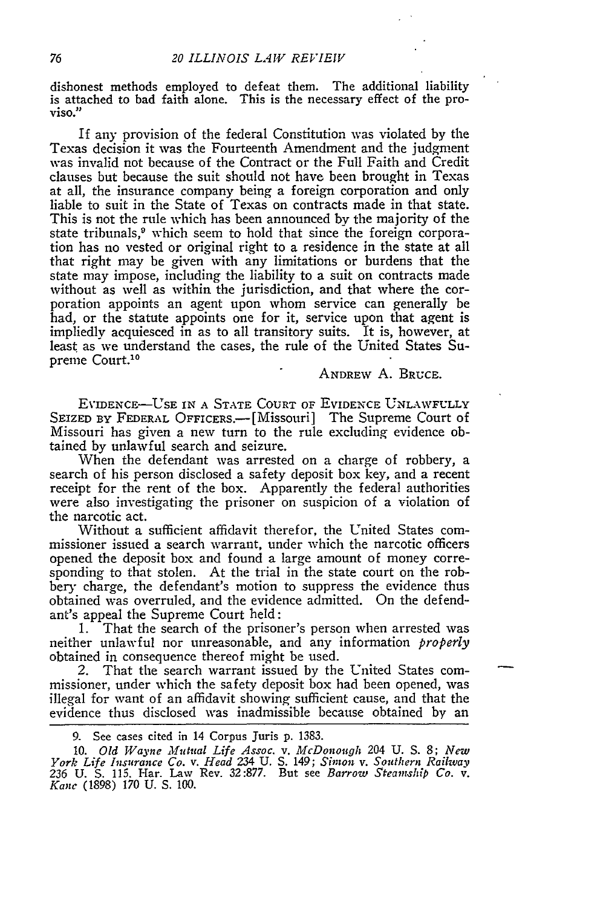dishonest methods employed to defeat them. The additional liability is attached to bad faith alone. This is the necessary effect of the proviso."

If any provision of the federal Constitution was violated by the Texas decision it was the Fourteenth Amendment and the judgment was invalid not because of the Contract or the Full Faith and Credit clauses but because the suit should not have been brought in Texas at all, the insurance company being a foreign corporation and only liable to suit in the State of Texas on contracts made in that state. This is not the rule which has been announced by the majority of the state tribunals,[9] which seem to hold that since the foreign corporation has no vested or original right to a residence in the state at all that right may be given with any limitations or burdens that the state may impose, including the liability to a suit on contracts made without as well as within the jurisdiction, and that where the corporation appoints an agent upon whom service can generally be had, or the statute appoints one for it, service upon that agent is impliedly acquiesced in as to all transitory suits. It is, however, at least as we understand the cases, the rule of the United States Supreme Court.[10]

ANDREW A. BRUCE.

EVIDENCE—USE IN A STATE COURT OF EVIDENCE UNLAWFULLY SEIZED BY FEDERAL OFFICERS.—[Missouri] The Supreme Court of Missouri has given a new turn to the rule excluding evidence obtained by unlawful search and seizure.

When the defendant was arrested on a charge of robbery, a search of his person disclosed a safety deposit box key, and a recent receipt for the rent of the box. Apparently the federal authorities were also investigating the prisoner on suspicion of a violation of the narcotic act.

Without a sufficient affidavit therefor, the United States commissioner issued a search warrant, under which the narcotic officers opened the deposit box and found a large amount of money corresponding to that stolen. At the trial in the state court on the robbery charge, the defendant's motion to suppress the evidence thus obtained was overruled, and the evidence admitted. On the defendant's appeal the Supreme Court held:

1. That the search of the prisoner's person when arrested was neither unlawful nor unreasonable, and any information *properly* obtained in consequence thereof might be used.
2. That the search warrant issued by the United States commissioner, under which the safety deposit box had been opened, was illegal for want of an affidavit showing sufficient cause, and that the evidence thus disclosed was inadmissible because obtained by an

---

9. See cases cited in 14 Corpus Juris p. 1383.

10. *Old Wayne Mutual Life Assoc.* v. *McDonough* 204 U. S. 8; *New York Life Insurance Co.* v. *Head* 234 U. S. 149; *Simon* v. *Southern Railway* 236 U. S. 115. Har. Law Rev. 32:877. But see *Barrow Steamship Co.* v. *Kane* (1898) 170 U. S. 100.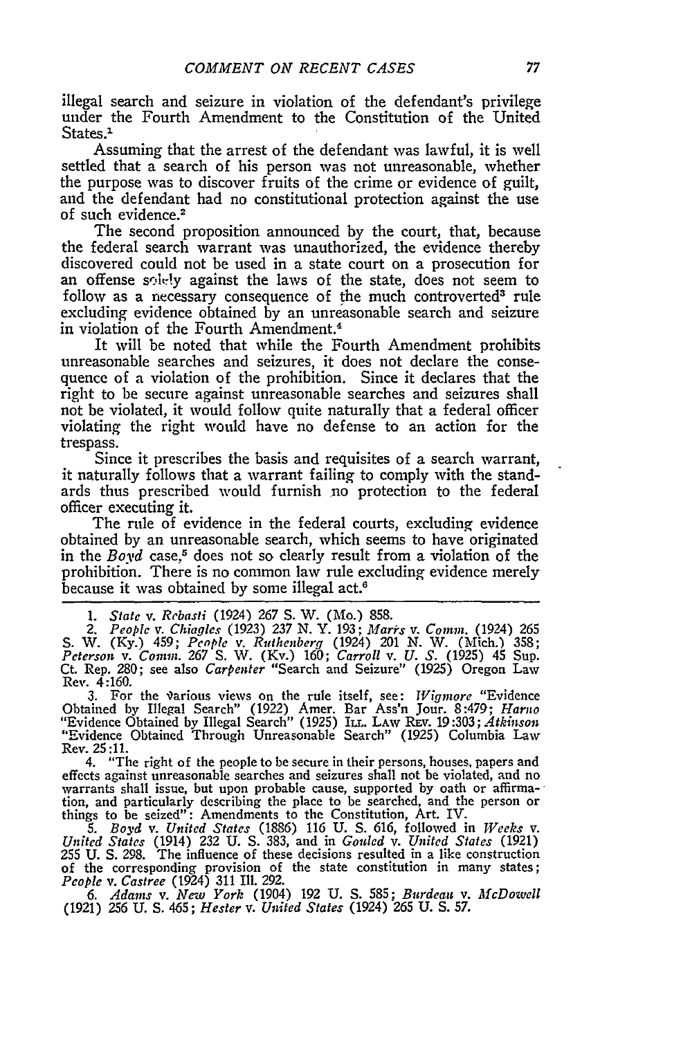illegal search and seizure in violation of the defendant's privilege under the Fourth Amendment to the Constitution of the United States.[1]

Assuming that the arrest of the defendant was lawful, it is well settled that a search of his person was not unreasonable, whether the purpose was to discover fruits of the crime or evidence of guilt, and the defendant had no constitutional protection against the use of such evidence.[2]

The second proposition announced by the court, that, because the federal search warrant was unauthorized, the evidence thereby discovered could not be used in a state court on a prosecution for an offense solely against the laws of the state, does not seem to follow as a necessary consequence of the much controverted[3] rule excluding evidence obtained by an unreasonable search and seizure in violation of the Fourth Amendment.[4]

It will be noted that while the Fourth Amendment prohibits unreasonable searches and seizures, it does not declare the consequence of a violation of the prohibition. Since it declares that the right to be secure against unreasonable searches and seizures shall not be violated, it would follow quite naturally that a federal officer violating the right would have no defense to an action for the trespass.

Since it prescribes the basis and requisites of a search warrant, it naturally follows that a warrant failing to comply with the standards thus prescribed would furnish no protection to the federal officer executing it.

The rule of evidence in the federal courts, excluding evidence obtained by an unreasonable search, which seems to have originated in the *Boyd* case,[5] does not so clearly result from a violation of the prohibition. There is no common law rule excluding evidence merely because it was obtained by some illegal act.[6]

---

1. *State* v. *Rebasti* (1924) 267 S. W. (Mo.) 858.

2. *People* v. *Chiagles* (1923) 237 N. Y. 193; *Marrs* v. *Comm.* (1924) 265 S. W. (Ky.) 459; *People* v. *Ruthenberg* (1924) 201 N. W. (Mich.) 358; *Peterson* v. *Comm.* 267 S. W. (Ky.) 160; *Carroll* v. *U. S.* (1925) 45 Sup. Ct. Rep. 280; see also *Carpenter* "Search and Seizure" (1925) Oregon Law Rev. 4:160.

3. For the various views on the rule itself, see: *Wigmore* "Evidence Obtained by Illegal Search" (1922) Amer. Bar Ass'n Jour. 8:479; *Harno* "Evidence Obtained by Illegal Search" (1925) ILL. LAW REV. 19:303; *Atkinson* "Evidence Obtained Through Unreasonable Search" (1925) Columbia Law Rev. 25:11.

4. "The right of the people to be secure in their persons, houses, papers and effects against unreasonable searches and seizures shall not be violated, and no warrants shall issue, but upon probable cause, supported by oath or affirmation, and particularly describing the place to be searched, and the person or things to be seized": Amendments to the Constitution, Art. IV.

5. *Boyd* v. *United States* (1886) 116 U. S. 616, followed in *Weeks* v. *United States* (1914) 232 U. S. 383, and in *Gouled* v. *United States* (1921) 255 U. S. 298. The influence of these decisions resulted in a like construction of the corresponding provision of the state constitution in many states; *People* v. *Castree* (1924) 311 Ill. 292.

6. *Adams* v. *New York* (1904) 192 U. S. 585; *Burdeau* v. *McDowell* (1921) 256 U. S. 465; *Hester* v. *United States* (1924) 265 U. S. 57.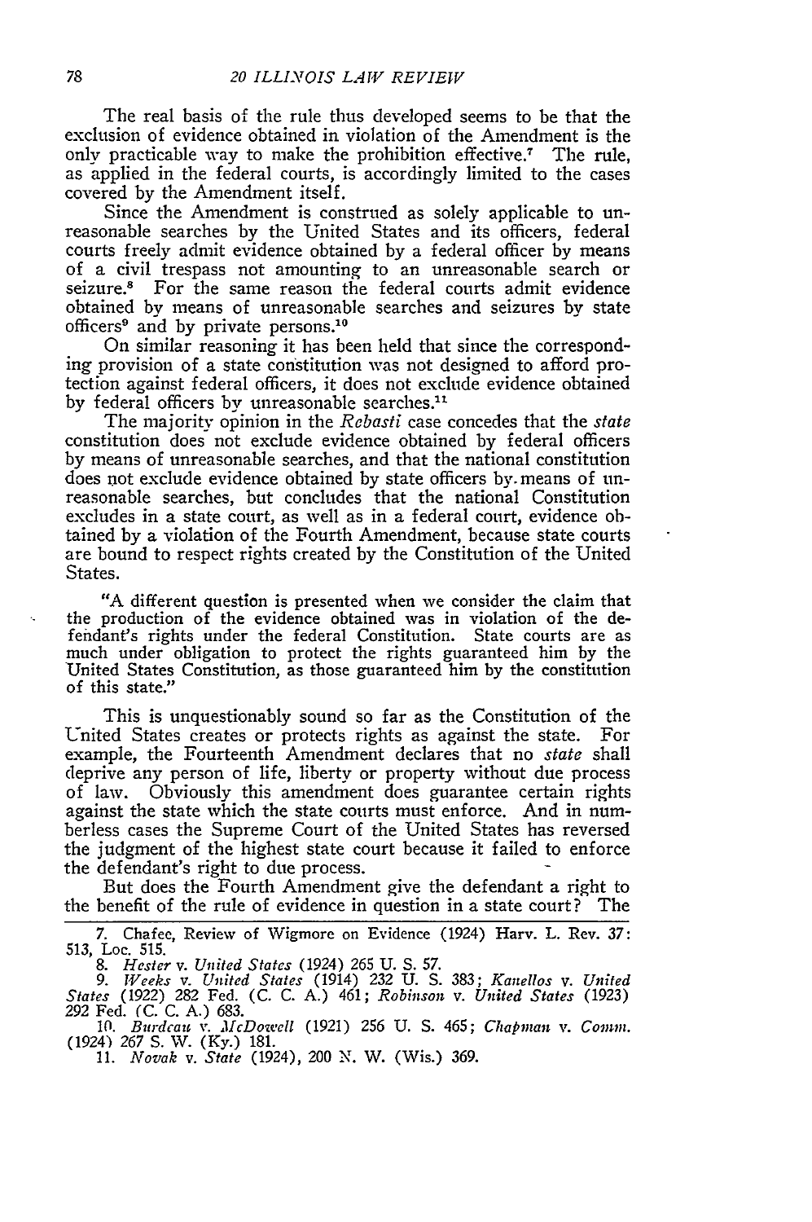The real basis of the rule thus developed seems to be that the exclusion of evidence obtained in violation of the Amendment is the only practicable way to make the prohibition effective.[7] The rule, as applied in the federal courts, is accordingly limited to the cases covered by the Amendment itself.

Since the Amendment is construed as solely applicable to unreasonable searches by the United States and its officers, federal courts freely admit evidence obtained by a federal officer by means of a civil trespass not amounting to an unreasonable search or seizure.[8] For the same reason the federal courts admit evidence obtained by means of unreasonable searches and seizures by state officers[9] and by private persons.[10]

On similar reasoning it has been held that since the corresponding provision of a state constitution was not designed to afford protection against federal officers, it does not exclude evidence obtained by federal officers by unreasonable searches.[11]

The majority opinion in the *Rebasti* case concedes that the *state* constitution does not exclude evidence obtained by federal officers by means of unreasonable searches, and that the national constitution does not exclude evidence obtained by state officers by means of unreasonable searches, but concludes that the national Constitution excludes in a state court, as well as in a federal court, evidence obtained by a violation of the Fourth Amendment, because state courts are bound to respect rights created by the Constitution of the United States.

> "A different question is presented when we consider the claim that the production of the evidence obtained was in violation of the defendant's rights under the federal Constitution. State courts are as much under obligation to protect the rights guaranteed him by the United States Constitution, as those guaranteed him by the constitution of this state."

This is unquestionably sound so far as the Constitution of the United States creates or protects rights as against the state. For example, the Fourteenth Amendment declares that no *state* shall deprive any person of life, liberty or property without due process of law. Obviously this amendment does guarantee certain rights against the state which the state courts must enforce. And in numberless cases the Supreme Court of the United States has reversed the judgment of the highest state court because it failed to enforce the defendant's right to due process.

But does the Fourth Amendment give the defendant a right to the benefit of the rule of evidence in question in a state court? The

---

7. Chafee, Review of Wigmore on Evidence (1924) Harv. L. Rev. 37: 513, Loc. 515.

8. *Hester* v. *United States* (1924) 265 U. S. 57.

9. *Weeks* v. *United States* (1914) 232 U. S. 383; *Kanellos* v. *United States* (1922) 282 Fed. (C. C. A.) 461; *Robinson* v. *United States* (1923) 292 Fed. (C. C. A.) 683.

10. *Burdeau* v. *McDowell* (1921) 256 U. S. 465; *Chapman* v. *Comm.* (1924) 267 S. W. (Ky.) 181.

11. *Novak* v. *State* (1924), 200 N. W. (Wis.) 369.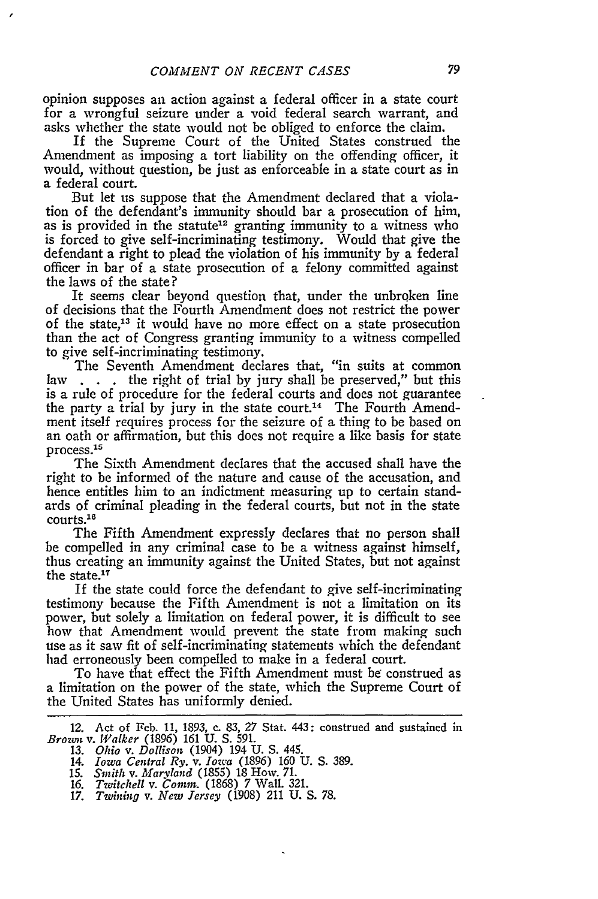opinion supposes an action against a federal officer in a state court for a wrongful seizure under a void federal search warrant, and asks whether the state would not be obliged to enforce the claim.

If the Supreme Court of the United States construed the Amendment as imposing a tort liability on the offending officer, it would, without question, be just as enforceable in a state court as in a federal court.

But let us suppose that the Amendment declared that a violation of the defendant's immunity should bar a prosecution of him, as is provided in the statute[12] granting immunity to a witness who is forced to give self-incriminating testimony. Would that give the defendant a right to plead the violation of his immunity by a federal officer in bar of a state prosecution of a felony committed against the laws of the state?

It seems clear beyond question that, under the unbroken line of decisions that the Fourth Amendment does not restrict the power of the state,[13] it would have no more effect on a state prosecution than the act of Congress granting immunity to a witness compelled to give self-incriminating testimony.

The Seventh Amendment declares that, "in suits at common law . . . the right of trial by jury shall be preserved," but this is a rule of procedure for the federal courts and does not guarantee the party a trial by jury in the state court.[14] The Fourth Amendment itself requires process for the seizure of a thing to be based on an oath or affirmation, but this does not require a like basis for state process.[15]

The Sixth Amendment declares that the accused shall have the right to be informed of the nature and cause of the accusation, and hence entitles him to an indictment measuring up to certain standards of criminal pleading in the federal courts, but not in the state courts.[16]

The Fifth Amendment expressly declares that no person shall be compelled in any criminal case to be a witness against himself, thus creating an immunity against the United States, but not against the state.[17]

If the state could force the defendant to give self-incriminating testimony because the Fifth Amendment is not a limitation on its power, but solely a limitation on federal power, it is difficult to see how that Amendment would prevent the state from making such use as it saw fit of self-incriminating statements which the defendant had erroneously been compelled to make in a federal court.

To have that effect the Fifth Amendment must be construed as a limitation on the power of the state, which the Supreme Court of the United States has uniformly denied.

---

12. Act of Feb. 11, 1893, c. 83, 27 Stat. 443: construed and sustained in *Brown* v. *Walker* (1896) 161 U. S. 591.
13. *Ohio* v. *Dollison* (1904) 194 U. S. 445.
14. *Iowa Central Ry.* v. *Iowa* (1896) 160 U. S. 389.
15. *Smith* v. *Maryland* (1855) 18 How. 71.
16. *Twitchell* v. *Comm.* (1868) 7 Wall. 321.
17. *Twining* v. *New Jersey* (1908) 211 U. S. 78.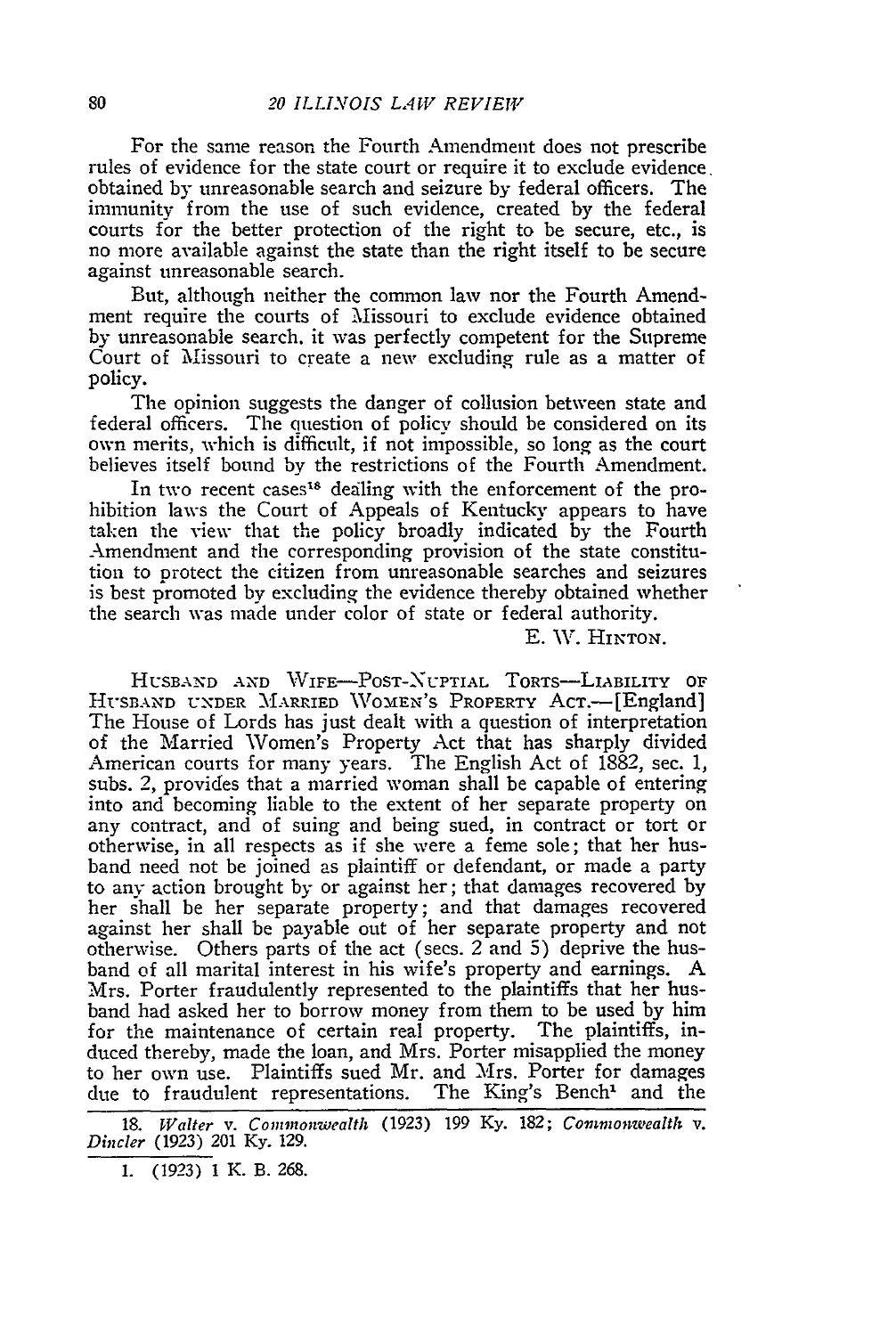For the same reason the Fourth Amendment does not prescribe rules of evidence for the state court or require it to exclude evidence obtained by unreasonable search and seizure by federal officers. The immunity from the use of such evidence, created by the federal courts for the better protection of the right to be secure, etc., is no more available against the state than the right itself to be secure against unreasonable search.

But, although neither the common law nor the Fourth Amendment require the courts of Missouri to exclude evidence obtained by unreasonable search, it was perfectly competent for the Supreme Court of Missouri to create a new excluding rule as a matter of policy.

The opinion suggests the danger of collusion between state and federal officers. The question of policy should be considered on its own merits, which is difficult, if not impossible, so long as the court believes itself bound by the restrictions of the Fourth Amendment.

In two recent cases[18] dealing with the enforcement of the prohibition laws the Court of Appeals of Kentucky appears to have taken the view that the policy broadly indicated by the Fourth Amendment and the corresponding provision of the state constitution to protect the citizen from unreasonable searches and seizures is best promoted by excluding the evidence thereby obtained whether the search was made under color of state or federal authority.

E. W. HINTON.

HUSBAND AND WIFE—POST-NUPTIAL TORTS—LIABILITY OF HUSBAND UNDER MARRIED WOMEN'S PROPERTY ACT.—[England] The House of Lords has just dealt with a question of interpretation of the Married Women's Property Act that has sharply divided American courts for many years. The English Act of 1882, sec. 1, subs. 2, provides that a married woman shall be capable of entering into and becoming liable to the extent of her separate property on any contract, and of suing and being sued, in contract or tort or otherwise, in all respects as if she were a feme sole; that her husband need not be joined as plaintiff or defendant, or made a party to any action brought by or against her; that damages recovered by her shall be her separate property; and that damages recovered against her shall be payable out of her separate property and not otherwise. Others parts of the act (secs. 2 and 5) deprive the husband of all marital interest in his wife's property and earnings. A Mrs. Porter fraudulently represented to the plaintiffs that her husband had asked her to borrow money from them to be used by him for the maintenance of certain real property. The plaintiffs, induced thereby, made the loan, and Mrs. Porter misapplied the money to her own use. Plaintiffs sued Mr. and Mrs. Porter for damages due to fraudulent representations. The King's Bench[1] and the

---

18. *Walter* v. *Commonwealth* (1923) 199 Ky. 182; *Commonwealth* v. *Dincler* (1923) 201 Ky. 129.

1. (1923) 1 K. B. 268.